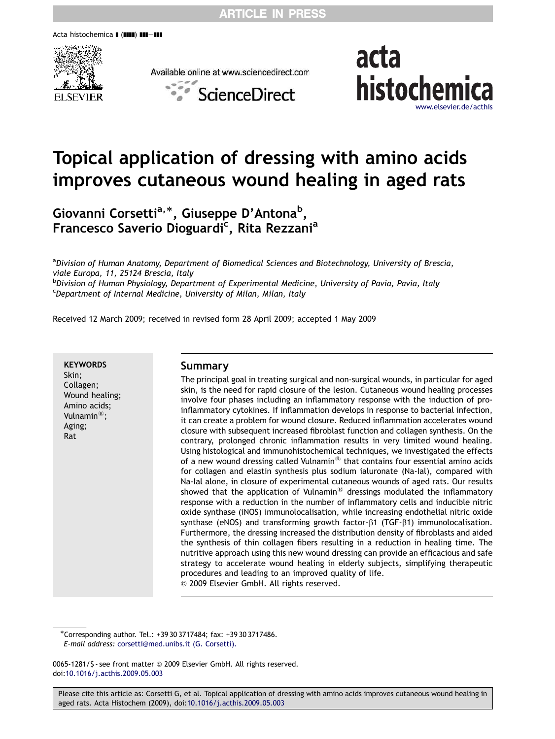# Topical application of dressing with amino acids improves cutaneous wound healing in aged rats

Giovanni Corsetti[a,*], Giuseppe D'Antona[b], Francesco Saverio Dioguardi[c], Rita Rezzani[a]

[a]*Division of Human Anatomy, Department of Biomedical Sciences and Biotechnology, University of Brescia, viale Europa, 11, 25124 Brescia, Italy*
[b]*Division of Human Physiology, Department of Experimental Medicine, University of Pavia, Pavia, Italy*
[c]*Department of Internal Medicine, University of Milan, Milan, Italy*

Received 12 March 2009; received in revised form 28 April 2009; accepted 1 May 2009

**KEYWORDS**
Skin;
Collagen;
Wound healing;
Amino acids;
Vulnamin®;
Aging;
Rat

## Summary

The principal goal in treating surgical and non-surgical wounds, in particular for aged skin, is the need for rapid closure of the lesion. Cutaneous wound healing processes involve four phases including an inflammatory response with the induction of pro-inflammatory cytokines. If inflammation develops in response to bacterial infection, it can create a problem for wound closure. Reduced inflammation accelerates wound closure with subsequent increased fibroblast function and collagen synthesis. On the contrary, prolonged chronic inflammation results in very limited wound healing. Using histological and immunohistochemical techniques, we investigated the effects of a new wound dressing called Vulnamin® that contains four essential amino acids for collagen and elastin synthesis plus sodium ialuronate (Na-Ial), compared with Na-Ial alone, in closure of experimental cutaneous wounds of aged rats. Our results showed that the application of Vulnamin® dressings modulated the inflammatory response with a reduction in the number of inflammatory cells and inducible nitric oxide synthase (iNOS) immunolocalisation, while increasing endothelial nitric oxide synthase (eNOS) and transforming growth factor-β1 (TGF-β1) immunolocalisation. Furthermore, the dressing increased the distribution density of fibroblasts and aided the synthesis of thin collagen fibers resulting in a reduction in healing time. The nutritive approach using this new wound dressing can provide an efficacious and safe strategy to accelerate wound healing in elderly subjects, simplifying therapeutic procedures and leading to an improved quality of life.
© 2009 Elsevier GmbH. All rights reserved.

*Corresponding author. Tel.: +39 30 3717484; fax: +39 30 3717486.
*E-mail address:* corsetti@med.unibs.it (G. Corsetti).

0065-1281/$ - see front matter © 2009 Elsevier GmbH. All rights reserved.
doi:10.1016/j.acthis.2009.05.003

Please cite this article as: Corsetti G, et al. Topical application of dressing with amino acids improves cutaneous wound healing in aged rats. Acta Histochem (2009), doi:10.1016/j.acthis.2009.05.003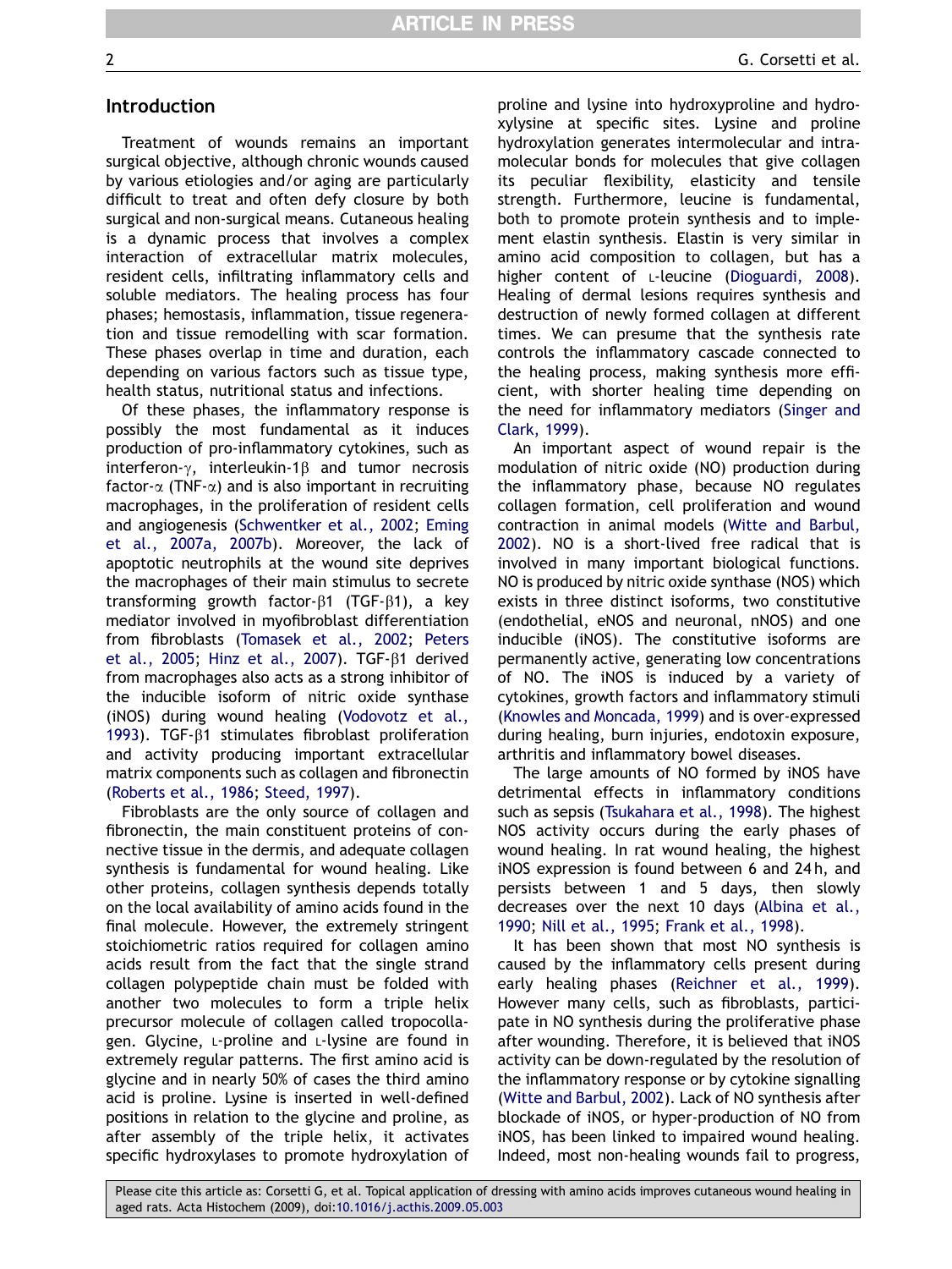## Introduction

Treatment of wounds remains an important surgical objective, although chronic wounds caused by various etiologies and/or aging are particularly difficult to treat and often defy closure by both surgical and non-surgical means. Cutaneous healing is a dynamic process that involves a complex interaction of extracellular matrix molecules, resident cells, infiltrating inflammatory cells and soluble mediators. The healing process has four phases; hemostasis, inflammation, tissue regeneration and tissue remodelling with scar formation. These phases overlap in time and duration, each depending on various factors such as tissue type, health status, nutritional status and infections.

Of these phases, the inflammatory response is possibly the most fundamental as it induces production of pro-inflammatory cytokines, such as interferon-$\gamma$, interleukin-1$\beta$ and tumor necrosis factor-$\alpha$ (TNF-$\alpha$) and is also important in recruiting macrophages, in the proliferation of resident cells and angiogenesis (Schwentker et al., 2002; Eming et al., 2007a, 2007b). Moreover, the lack of apoptotic neutrophils at the wound site deprives the macrophages of their main stimulus to secrete transforming growth factor-$\beta$1 (TGF-$\beta$1), a key mediator involved in myofibroblast differentiation from fibroblasts (Tomasek et al., 2002; Peters et al., 2005; Hinz et al., 2007). TGF-$\beta$1 derived from macrophages also acts as a strong inhibitor of the inducible isoform of nitric oxide synthase (iNOS) during wound healing (Vodovotz et al., 1993). TGF-$\beta$1 stimulates fibroblast proliferation and activity producing important extracellular matrix components such as collagen and fibronectin (Roberts et al., 1986; Steed, 1997).

Fibroblasts are the only source of collagen and fibronectin, the main constituent proteins of connective tissue in the dermis, and adequate collagen synthesis is fundamental for wound healing. Like other proteins, collagen synthesis depends totally on the local availability of amino acids found in the final molecule. However, the extremely stringent stoichiometric ratios required for collagen amino acids result from the fact that the single strand collagen polypeptide chain must be folded with another two molecules to form a triple helix precursor molecule of collagen called tropocollagen. Glycine, L-proline and L-lysine are found in extremely regular patterns. The first amino acid is glycine and in nearly 50% of cases the third amino acid is proline. Lysine is inserted in well-defined positions in relation to the glycine and proline, as after assembly of the triple helix, it activates specific hydroxylases to promote hydroxylation of proline and lysine into hydroxyproline and hydroxylysine at specific sites. Lysine and proline hydroxylation generates intermolecular and intramolecular bonds for molecules that give collagen its peculiar flexibility, elasticity and tensile strength. Furthermore, leucine is fundamental, both to promote protein synthesis and to implement elastin synthesis. Elastin is very similar in amino acid composition to collagen, but has a higher content of L-leucine (Dioguardi, 2008). Healing of dermal lesions requires synthesis and destruction of newly formed collagen at different times. We can presume that the synthesis rate controls the inflammatory cascade connected to the healing process, making synthesis more efficient, with shorter healing time depending on the need for inflammatory mediators (Singer and Clark, 1999).

An important aspect of wound repair is the modulation of nitric oxide (NO) production during the inflammatory phase, because NO regulates collagen formation, cell proliferation and wound contraction in animal models (Witte and Barbul, 2002). NO is a short-lived free radical that is involved in many important biological functions. NO is produced by nitric oxide synthase (NOS) which exists in three distinct isoforms, two constitutive (endothelial, eNOS and neuronal, nNOS) and one inducible (iNOS). The constitutive isoforms are permanently active, generating low concentrations of NO. The iNOS is induced by a variety of cytokines, growth factors and inflammatory stimuli (Knowles and Moncada, 1999) and is over-expressed during healing, burn injuries, endotoxin exposure, arthritis and inflammatory bowel diseases.

The large amounts of NO formed by iNOS have detrimental effects in inflammatory conditions such as sepsis (Tsukahara et al., 1998). The highest NOS activity occurs during the early phases of wound healing. In rat wound healing, the highest iNOS expression is found between 6 and 24 h, and persists between 1 and 5 days, then slowly decreases over the next 10 days (Albina et al., 1990; Nill et al., 1995; Frank et al., 1998).

It has been shown that most NO synthesis is caused by the inflammatory cells present during early healing phases (Reichner et al., 1999). However many cells, such as fibroblasts, participate in NO synthesis during the proliferative phase after wounding. Therefore, it is believed that iNOS activity can be down-regulated by the resolution of the inflammatory response or by cytokine signalling (Witte and Barbul, 2002). Lack of NO synthesis after blockade of iNOS, or hyper-production of NO from iNOS, has been linked to impaired wound healing. Indeed, most non-healing wounds fail to progress,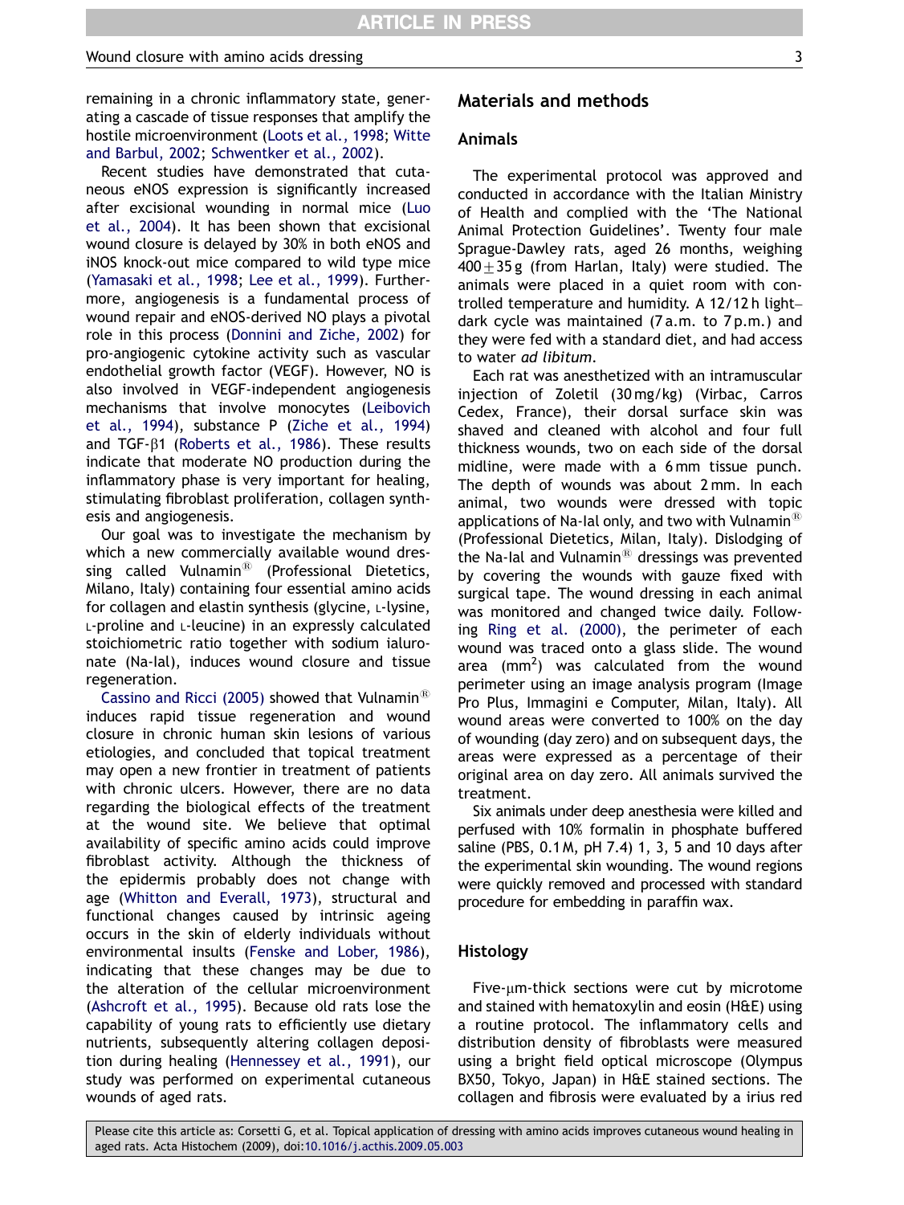remaining in a chronic inflammatory state, generating a cascade of tissue responses that amplify the hostile microenvironment (Loots et al., 1998; Witte and Barbul, 2002; Schwentker et al., 2002).

Recent studies have demonstrated that cutaneous eNOS expression is significantly increased after excisional wounding in normal mice (Luo et al., 2004). It has been shown that excisional wound closure is delayed by 30% in both eNOS and iNOS knock-out mice compared to wild type mice (Yamasaki et al., 1998; Lee et al., 1999). Furthermore, angiogenesis is a fundamental process of wound repair and eNOS-derived NO plays a pivotal role in this process (Donnini and Ziche, 2002) for pro-angiogenic cytokine activity such as vascular endothelial growth factor (VEGF). However, NO is also involved in VEGF-independent angiogenesis mechanisms that involve monocytes (Leibovich et al., 1994), substance P (Ziche et al., 1994) and TGF-β1 (Roberts et al., 1986). These results indicate that moderate NO production during the inflammatory phase is very important for healing, stimulating fibroblast proliferation, collagen synthesis and angiogenesis.

Our goal was to investigate the mechanism by which a new commercially available wound dressing called Vulnamin® (Professional Dietetics, Milano, Italy) containing four essential amino acids for collagen and elastin synthesis (glycine, L-lysine, L-proline and L-leucine) in an expressly calculated stoichiometric ratio together with sodium ialuronate (Na-Ial), induces wound closure and tissue regeneration.

Cassino and Ricci (2005) showed that Vulnamin® induces rapid tissue regeneration and wound closure in chronic human skin lesions of various etiologies, and concluded that topical treatment may open a new frontier in treatment of patients with chronic ulcers. However, there are no data regarding the biological effects of the treatment at the wound site. We believe that optimal availability of specific amino acids could improve fibroblast activity. Although the thickness of the epidermis probably does not change with age (Whitton and Everall, 1973), structural and functional changes caused by intrinsic ageing occurs in the skin of elderly individuals without environmental insults (Fenske and Lober, 1986), indicating that these changes may be due to the alteration of the cellular microenvironment (Ashcroft et al., 1995). Because old rats lose the capability of young rats to efficiently use dietary nutrients, subsequently altering collagen deposition during healing (Hennessey et al., 1991), our study was performed on experimental cutaneous wounds of aged rats.

## Materials and methods

### Animals

The experimental protocol was approved and conducted in accordance with the Italian Ministry of Health and complied with the 'The National Animal Protection Guidelines'. Twenty four male Sprague-Dawley rats, aged 26 months, weighing $400 \pm 35$ g (from Harlan, Italy) were studied. The animals were placed in a quiet room with controlled temperature and humidity. A 12/12 h light–dark cycle was maintained (7 a.m. to 7 p.m.) and they were fed with a standard diet, and had access to water *ad libitum*.

Each rat was anesthetized with an intramuscular injection of Zoletil (30 mg/kg) (Virbac, Carros Cedex, France), their dorsal surface skin was shaved and cleaned with alcohol and four full thickness wounds, two on each side of the dorsal midline, were made with a 6 mm tissue punch. The depth of wounds was about 2 mm. In each animal, two wounds were dressed with topic applications of Na-Ial only, and two with Vulnamin® (Professional Dietetics, Milan, Italy). Dislodging of the Na-Ial and Vulnamin® dressings was prevented by covering the wounds with gauze fixed with surgical tape. The wound dressing in each animal was monitored and changed twice daily. Following Ring et al. (2000), the perimeter of each wound was traced onto a glass slide. The wound area ($mm^2$) was calculated from the wound perimeter using an image analysis program (Image Pro Plus, Immagini e Computer, Milan, Italy). All wound areas were converted to 100% on the day of wounding (day zero) and on subsequent days, the areas were expressed as a percentage of their original area on day zero. All animals survived the treatment.

Six animals under deep anesthesia were killed and perfused with 10% formalin in phosphate buffered saline (PBS, 0.1 M, pH 7.4) 1, 3, 5 and 10 days after the experimental skin wounding. The wound regions were quickly removed and processed with standard procedure for embedding in paraffin wax.

### Histology

Five-μm-thick sections were cut by microtome and stained with hematoxylin and eosin (H&E) using a routine protocol. The inflammatory cells and distribution density of fibroblasts were measured using a bright field optical microscope (Olympus BX50, Tokyo, Japan) in H&E stained sections. The collagen and fibrosis were evaluated by a irius red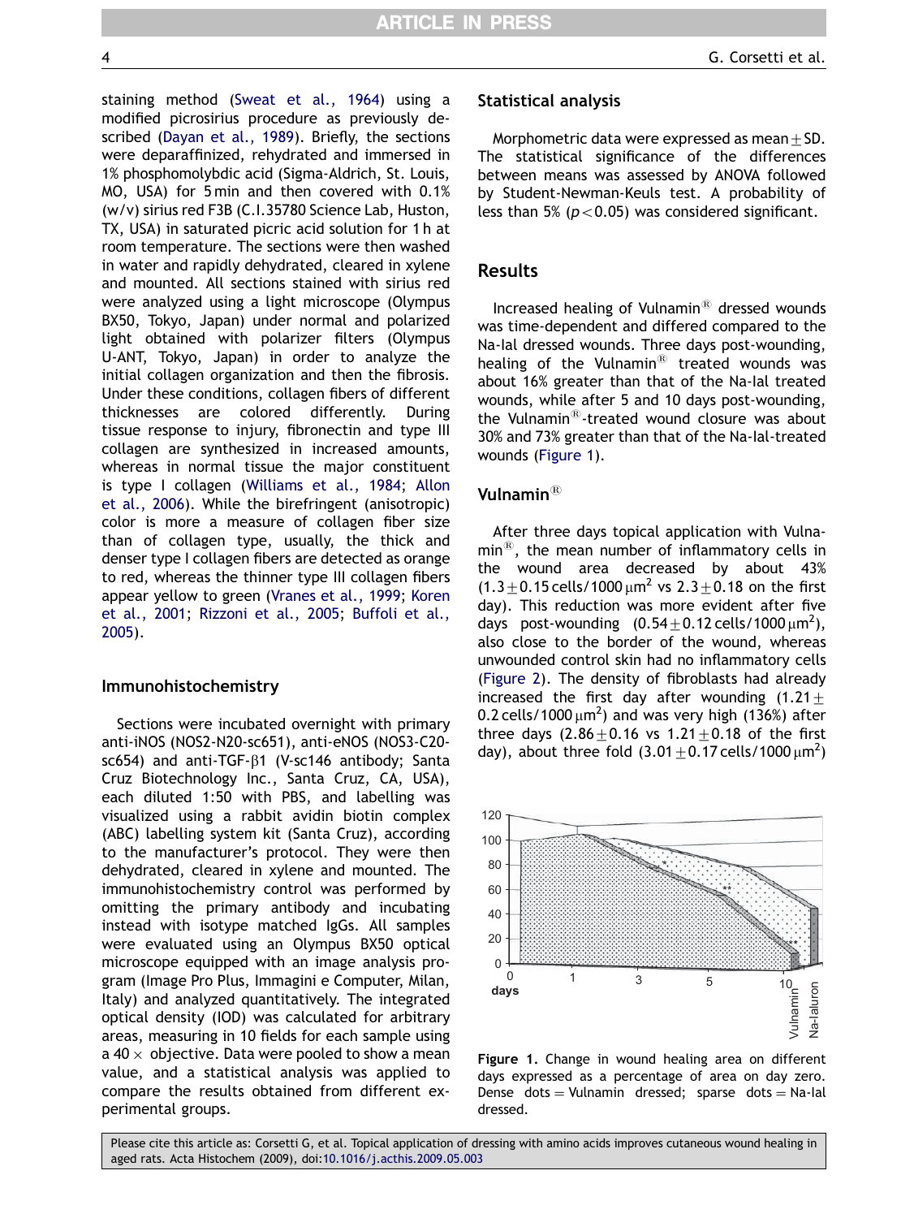staining method (Sweat et al., 1964) using a modified picrosirius procedure as previously described (Dayan et al., 1989). Briefly, the sections were deparaffinized, rehydrated and immersed in 1% phosphomolybdic acid (Sigma-Aldrich, St. Louis, MO, USA) for 5 min and then covered with 0.1% (w/v) sirius red F3B (C.I.35780 Science Lab, Huston, TX, USA) in saturated picric acid solution for 1 h at room temperature. The sections were then washed in water and rapidly dehydrated, cleared in xylene and mounted. All sections stained with sirius red were analyzed using a light microscope (Olympus BX50, Tokyo, Japan) under normal and polarized light obtained with polarizer filters (Olympus U-ANT, Tokyo, Japan) in order to analyze the initial collagen organization and then the fibrosis. Under these conditions, collagen fibers of different thicknesses are colored differently. During tissue response to injury, fibronectin and type III collagen are synthesized in increased amounts, whereas in normal tissue the major constituent is type I collagen (Williams et al., 1984; Allon et al., 2006). While the birefringent (anisotropic) color is more a measure of collagen fiber size than of collagen type, usually, the thick and denser type I collagen fibers are detected as orange to red, whereas the thinner type III collagen fibers appear yellow to green (Vranes et al., 1999; Koren et al., 2001; Rizzoni et al., 2005; Buffoli et al., 2005).

## Immunohistochemistry

Sections were incubated overnight with primary anti-iNOS (NOS2-N20-sc651), anti-eNOS (NOS3-C20-sc654) and anti-TGF-β1 (V-sc146 antibody; Santa Cruz Biotechnology Inc., Santa Cruz, CA, USA), each diluted 1:50 with PBS, and labelling was visualized using a rabbit avidin biotin complex (ABC) labelling system kit (Santa Cruz), according to the manufacturer's protocol. They were then dehydrated, cleared in xylene and mounted. The immunohistochemistry control was performed by omitting the primary antibody and incubating instead with isotype matched IgGs. All samples were evaluated using an Olympus BX50 optical microscope equipped with an image analysis program (Image Pro Plus, Immagini e Computer, Milan, Italy) and analyzed quantitatively. The integrated optical density (IOD) was calculated for arbitrary areas, measuring in 10 fields for each sample using a 40 × objective. Data were pooled to show a mean value, and a statistical analysis was applied to compare the results obtained from different experimental groups.

## Statistical analysis

Morphometric data were expressed as mean ± SD. The statistical significance of the differences between means was assessed by ANOVA followed by Student-Newman-Keuls test. A probability of less than 5% ($p < 0.05$) was considered significant.

## Results

Increased healing of Vulnamin® dressed wounds was time-dependent and differed compared to the Na-Ial dressed wounds. Three days post-wounding, healing of the Vulnamin® treated wounds was about 16% greater than that of the Na-Ial treated wounds, while after 5 and 10 days post-wounding, the Vulnamin®-treated wound closure was about 30% and 73% greater than that of the Na-Ial-treated wounds (Figure 1).

### Vulnamin®

After three days topical application with Vulnamin®, the mean number of inflammatory cells in the wound area decreased by about 43% ($1.3 \pm 0.15$ cells/1000 $\mu m^2$ vs $2.3 \pm 0.18$ on the first day). This reduction was more evident after five days post-wounding ($0.54 \pm 0.12$ cells/1000 $\mu m^2$), also close to the border of the wound, whereas unwounded control skin had no inflammatory cells (Figure 2). The density of fibroblasts had already increased the first day after wounding ($1.21 \pm 0.2$ cells/1000 $\mu m^2$) and was very high (136%) after three days ($2.86 \pm 0.16$ vs $1.21 \pm 0.18$ of the first day), about three fold ($3.01 \pm 0.17$ cells/1000 $\mu m^2$)

**Figure 1.** Change in wound healing area on different days expressed as a percentage of area on day zero. Dense dots = Vulnamin dressed; sparse dots = Na-Ial dressed.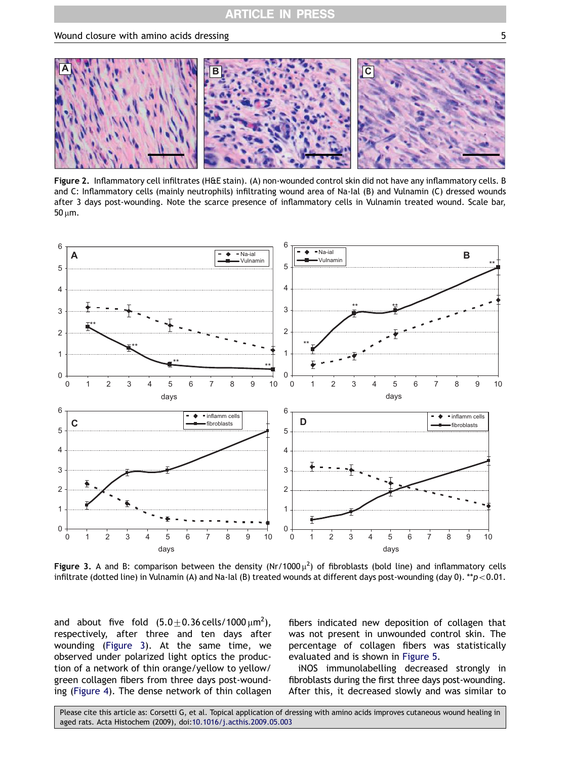**Figure 2.** Inflammatory cell infiltrates (H&E stain). (A) non-wounded control skin did not have any inflammatory cells. B and C: Inflammatory cells (mainly neutrophils) infiltrating wound area of Na-Ial (B) and Vulnamin (C) dressed wounds after 3 days post-wounding. Note the scarce presence of inflammatory cells in Vulnamin treated wound. Scale bar, 50 μm.

**Figure 3.** A and B: comparison between the density (Nr/1000 $\mu^2$) of fibroblasts (bold line) and inflammatory cells infiltrate (dotted line) in Vulnamin (A) and Na-Ial (B) treated wounds at different days post-wounding (day 0). **$p<0.01$.

and about five fold ($5.0 \pm 0.36$ cells/1000 $\mu m^2$), respectively, after three and ten days after wounding (Figure 3). At the same time, we observed under polarized light optics the production of a network of thin orange/yellow to yellow/green collagen fibers from three days post-wounding (Figure 4). The dense network of thin collagen fibers indicated new deposition of collagen that was not present in unwounded control skin. The percentage of collagen fibers was statistically evaluated and is shown in Figure 5.

iNOS immunolabelling decreased strongly in fibroblasts during the first three days post-wounding. After this, it decreased slowly and was similar to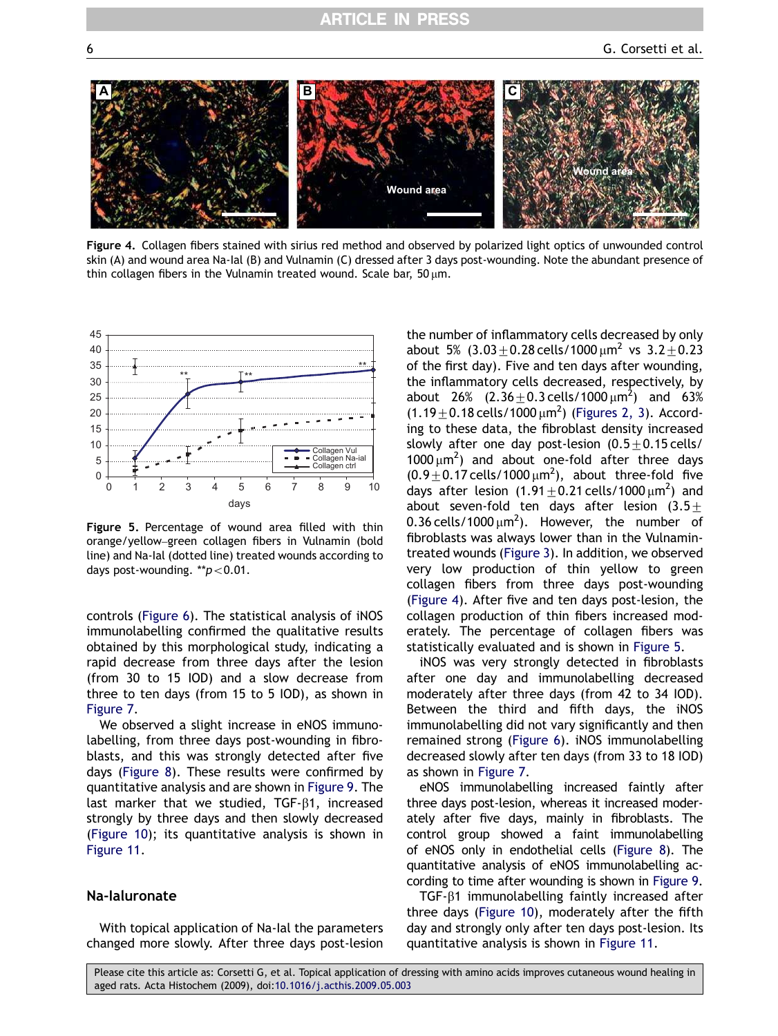Figure 4. Collagen fibers stained with sirius red method and observed by polarized light optics of unwounded control skin (A) and wound area Na-Ial (B) and Vulnamin (C) dressed after 3 days post-wounding. Note the abundant presence of thin collagen fibers in the Vulnamin treated wound. Scale bar, 50 μm.

Figure 5. Percentage of wound area filled with thin orange/yellow–green collagen fibers in Vulnamin (bold line) and Na-Ial (dotted line) treated wounds according to days post-wounding. $^{**}p<0.01$.

controls (Figure 6). The statistical analysis of iNOS immunolabelling confirmed the qualitative results obtained by this morphological study, indicating a rapid decrease from three days after the lesion (from 30 to 15 IOD) and a slow decrease from three to ten days (from 15 to 5 IOD), as shown in Figure 7.

We observed a slight increase in eNOS immunolabelling, from three days post-wounding in fibroblasts, and this was strongly detected after five days (Figure 8). These results were confirmed by quantitative analysis and are shown in Figure 9. The last marker that we studied, TGF-β1, increased strongly by three days and then slowly decreased (Figure 10); its quantitative analysis is shown in Figure 11.

## Na-Ialuronate

With topical application of Na-Ial the parameters changed more slowly. After three days post-lesion the number of inflammatory cells decreased by only about 5% ($3.03 \pm 0.28$ cells/1000 $\mu m^2$ vs $3.2 \pm 0.23$ of the first day). Five and ten days after wounding, the inflammatory cells decreased, respectively, by about 26% ($2.36 \pm 0.3$ cells/1000 $\mu m^2$) and 63% ($1.19 \pm 0.18$ cells/1000 $\mu m^2$) (Figures 2, 3). According to these data, the fibroblast density increased slowly after one day post-lesion ($0.5 \pm 0.15$ cells/1000 $\mu m^2$) and about one-fold after three days ($0.9 \pm 0.17$ cells/1000 $\mu m^2$), about three-fold five days after lesion ($1.91 \pm 0.21$ cells/1000 $\mu m^2$) and about seven-fold ten days after lesion ($3.5 \pm 0.36$ cells/1000 $\mu m^2$). However, the number of fibroblasts was always lower than in the Vulnamin-treated wounds (Figure 3). In addition, we observed very low production of thin yellow to green collagen fibers from three days post-wounding (Figure 4). After five and ten days post-lesion, the collagen production of thin fibers increased moderately. The percentage of collagen fibers was statistically evaluated and is shown in Figure 5.

iNOS was very strongly detected in fibroblasts after one day and immunolabelling decreased moderately after three days (from 42 to 34 IOD). Between the third and fifth days, the iNOS immunolabelling did not vary significantly and then remained strong (Figure 6). iNOS immunolabelling decreased slowly after ten days (from 33 to 18 IOD) as shown in Figure 7.

eNOS immunolabelling increased faintly after three days post-lesion, whereas it increased moderately after five days, mainly in fibroblasts. The control group showed a faint immunolabelling of eNOS only in endothelial cells (Figure 8). The quantitative analysis of eNOS immunolabelling according to time after wounding is shown in Figure 9.

TGF-β1 immunolabelling faintly increased after three days (Figure 10), moderately after the fifth day and strongly only after ten days post-lesion. Its quantitative analysis is shown in Figure 11.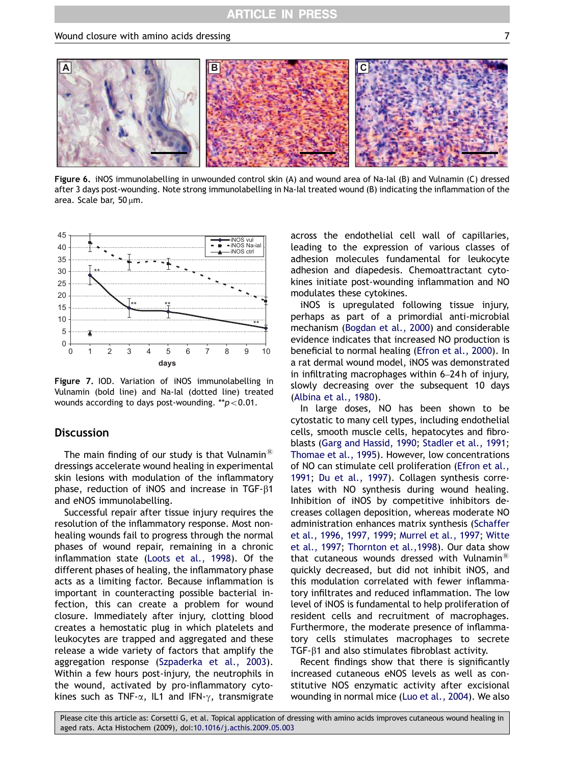Figure 6. iNOS immunolabelling in unwounded control skin (A) and wound area of Na-Ial (B) and Vulnamin (C) dressed after 3 days post-wounding. Note strong immunolabelling in Na-Ial treated wound (B) indicating the inflammation of the area. Scale bar, 50 μm.

Figure 7. IOD. Variation of iNOS immunolabelling in Vulnamin (bold line) and Na-Ial (dotted line) treated wounds according to days post-wounding. $^{**}p < 0.01$.

## Discussion

The main finding of our study is that Vulnamin® dressings accelerate wound healing in experimental skin lesions with modulation of the inflammatory phase, reduction of iNOS and increase in TGF-β1 and eNOS immunolabelling.

Successful repair after tissue injury requires the resolution of the inflammatory response. Most non-healing wounds fail to progress through the normal phases of wound repair, remaining in a chronic inflammation state (Loots et al., 1998). Of the different phases of healing, the inflammatory phase acts as a limiting factor. Because inflammation is important in counteracting possible bacterial infection, this can create a problem for wound closure. Immediately after injury, clotting blood creates a hemostatic plug in which platelets and leukocytes are trapped and aggregated and these release a wide variety of factors that amplify the aggregation response (Szpaderka et al., 2003). Within a few hours post-injury, the neutrophils in the wound, activated by pro-inflammatory cytokines such as TNF-α, IL1 and IFN-γ, transmigrate across the endothelial cell wall of capillaries, leading to the expression of various classes of adhesion molecules fundamental for leukocyte adhesion and diapedesis. Chemoattractant cytokines initiate post-wounding inflammation and NO modulates these cytokines.

iNOS is upregulated following tissue injury, perhaps as part of a primordial anti-microbial mechanism (Bogdan et al., 2000) and considerable evidence indicates that increased NO production is beneficial to normal healing (Efron et al., 2000). In a rat dermal wound model, iNOS was demonstrated in infiltrating macrophages within 6–24 h of injury, slowly decreasing over the subsequent 10 days (Albina et al., 1980).

In large doses, NO has been shown to be cytostatic to many cell types, including endothelial cells, smooth muscle cells, hepatocytes and fibroblasts (Garg and Hassid, 1990; Stadler et al., 1991; Thomae et al., 1995). However, low concentrations of NO can stimulate cell proliferation (Efron et al., 1991; Du et al., 1997). Collagen synthesis correlates with NO synthesis during wound healing. Inhibition of iNOS by competitive inhibitors decreases collagen deposition, whereas moderate NO administration enhances matrix synthesis (Schaffer et al., 1996, 1997, 1999; Murrel et al., 1997; Witte et al., 1997; Thornton et al.,1998). Our data show that cutaneous wounds dressed with Vulnamin® quickly decreased, but did not inhibit iNOS, and this modulation correlated with fewer inflammatory infiltrates and reduced inflammation. The low level of iNOS is fundamental to help proliferation of resident cells and recruitment of macrophages. Furthermore, the moderate presence of inflammatory cells stimulates macrophages to secrete TGF-β1 and also stimulates fibroblast activity.

Recent findings show that there is significantly increased cutaneous eNOS levels as well as constitutive NOS enzymatic activity after excisional wounding in normal mice (Luo et al., 2004). We also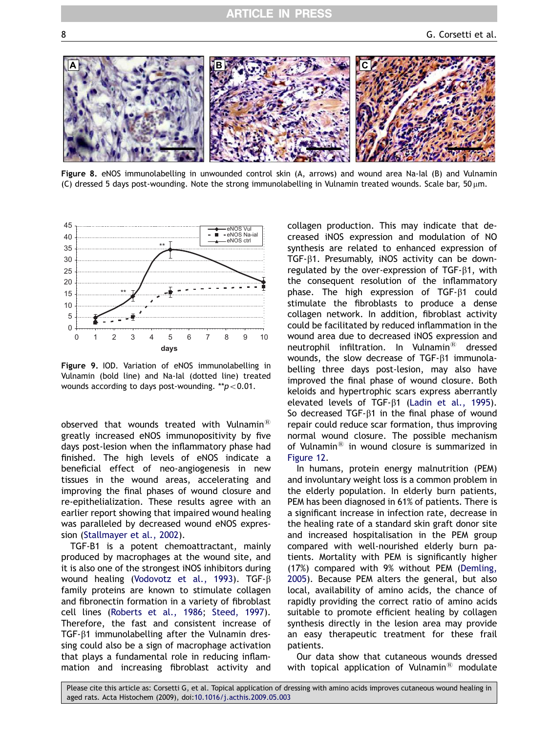Figure 8. eNOS immunolabelling in unwounded control skin (A, arrows) and wound area Na-Ial (B) and Vulnamin (C) dressed 5 days post-wounding. Note the strong immunolabelling in Vulnamin treated wounds. Scale bar, 50 μm.

Figure 9. IOD. Variation of eNOS immunolabelling in Vulnamin (bold line) and Na-Ial (dotted line) treated wounds according to days post-wounding. $^{**}p<0.01$.

observed that wounds treated with Vulnamin® greatly increased eNOS immunopositivity by five days post-lesion when the inflammatory phase had finished. The high levels of eNOS indicate a beneficial effect of neo-angiogenesis in new tissues in the wound areas, accelerating and improving the final phases of wound closure and re-epithelialization. These results agree with an earlier report showing that impaired wound healing was paralleled by decreased wound eNOS expression (Stallmayer et al., 2002).

TGF-B1 is a potent chemoattractant, mainly produced by macrophages at the wound site, and it is also one of the strongest iNOS inhibitors during wound healing (Vodovotz et al., 1993). TGF-β family proteins are known to stimulate collagen and fibronectin formation in a variety of fibroblast cell lines (Roberts et al., 1986; Steed, 1997). Therefore, the fast and consistent increase of TGF-β1 immunolabelling after the Vulnamin dressing could also be a sign of macrophage activation that plays a fundamental role in reducing inflammation and increasing fibroblast activity and collagen production. This may indicate that decreased iNOS expression and modulation of NO synthesis are related to enhanced expression of TGF-β1. Presumably, iNOS activity can be down-regulated by the over-expression of TGF-β1, with the consequent resolution of the inflammatory phase. The high expression of TGF-β1 could stimulate the fibroblasts to produce a dense collagen network. In addition, fibroblast activity could be facilitated by reduced inflammation in the wound area due to decreased iNOS expression and neutrophil infiltration. In Vulnamin® dressed wounds, the slow decrease of TGF-β1 immunolabelling three days post-lesion, may also have improved the final phase of wound closure. Both keloids and hypertrophic scars express aberrantly elevated levels of TGF-β1 (Ladin et al., 1995). So decreased TGF-β1 in the final phase of wound repair could reduce scar formation, thus improving normal wound closure. The possible mechanism of Vulnamin® in wound closure is summarized in Figure 12.

In humans, protein energy malnutrition (PEM) and involuntary weight loss is a common problem in the elderly population. In elderly burn patients, PEM has been diagnosed in 61% of patients. There is a significant increase in infection rate, decrease in the healing rate of a standard skin graft donor site and increased hospitalisation in the PEM group compared with well-nourished elderly burn patients. Mortality with PEM is significantly higher (17%) compared with 9% without PEM (Demling, 2005). Because PEM alters the general, but also local, availability of amino acids, the chance of rapidly providing the correct ratio of amino acids suitable to promote efficient healing by collagen synthesis directly in the lesion area may provide an easy therapeutic treatment for these frail patients.

Our data show that cutaneous wounds dressed with topical application of Vulnamin® modulate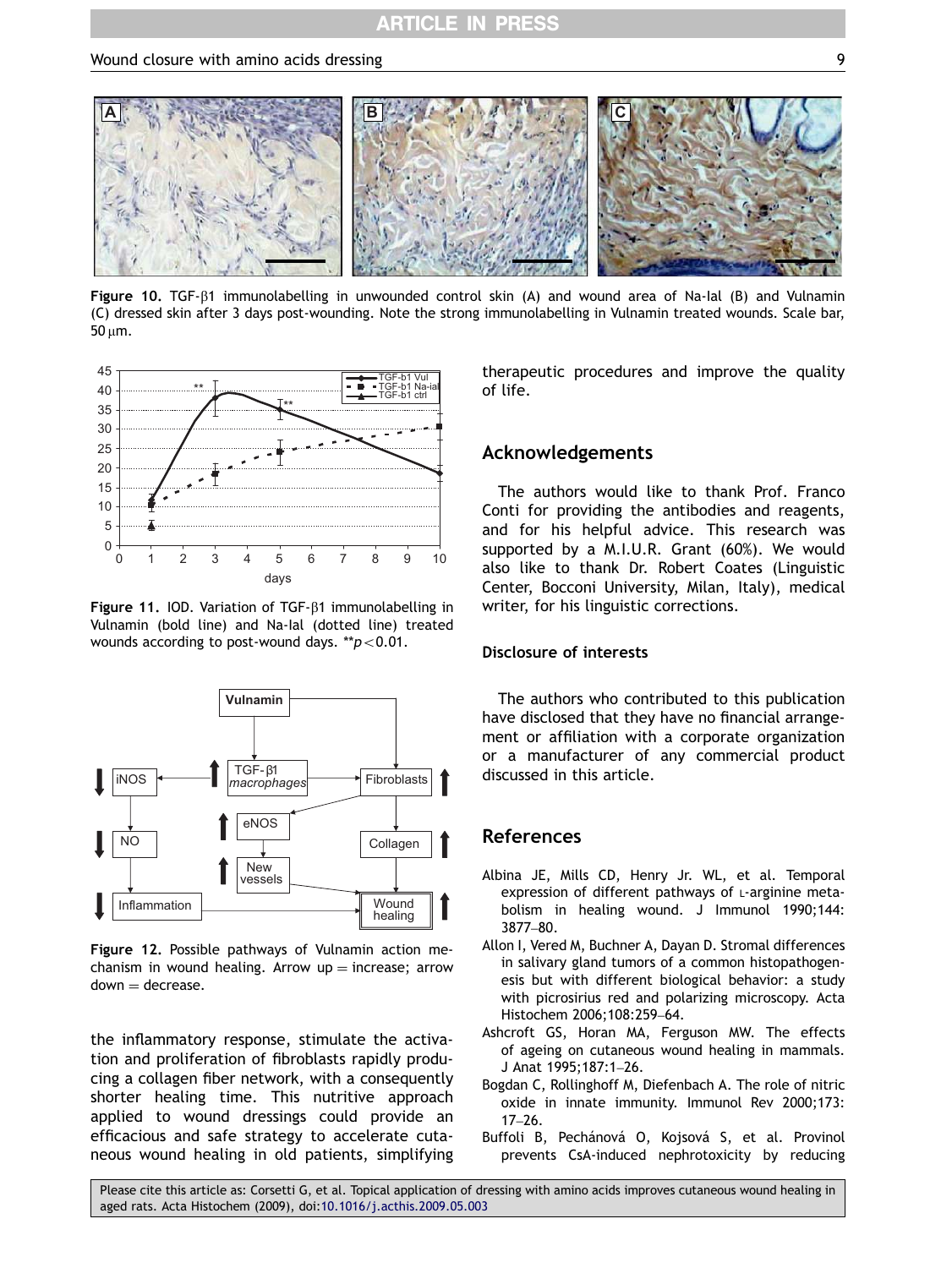Figure 10. TGF-β1 immunolabelling in unwounded control skin (A) and wound area of Na-Ial (B) and Vulnamin (C) dressed skin after 3 days post-wounding. Note the strong immunolabelling in Vulnamin treated wounds. Scale bar, 50 μm.

Figure 11. IOD. Variation of TGF-β1 immunolabelling in Vulnamin (bold line) and Na-Ial (dotted line) treated wounds according to post-wound days. **$p<0.01$.

Figure 12. Possible pathways of Vulnamin action mechanism in wound healing. Arrow up = increase; arrow down = decrease.

the inflammatory response, stimulate the activation and proliferation of fibroblasts rapidly producing a collagen fiber network, with a consequently shorter healing time. This nutritive approach applied to wound dressings could provide an efficacious and safe strategy to accelerate cutaneous wound healing in old patients, simplifying therapeutic procedures and improve the quality of life.

## Acknowledgements

The authors would like to thank Prof. Franco Conti for providing the antibodies and reagents, and for his helpful advice. This research was supported by a M.I.U.R. Grant (60%). We would also like to thank Dr. Robert Coates (Linguistic Center, Bocconi University, Milan, Italy), medical writer, for his linguistic corrections.

### Disclosure of interests

The authors who contributed to this publication have disclosed that they have no financial arrangement or affiliation with a corporate organization or a manufacturer of any commercial product discussed in this article.

## References

Albina JE, Mills CD, Henry Jr. WL, et al. Temporal expression of different pathways of L-arginine metabolism in healing wound. J Immunol 1990;144: 3877–80.

Allon I, Vered M, Buchner A, Dayan D. Stromal differences in salivary gland tumors of a common histopathogenesis but with different biological behavior: a study with picrosirius red and polarizing microscopy. Acta Histochem 2006;108:259–64.

Ashcroft GS, Horan MA, Ferguson MW. The effects of ageing on cutaneous wound healing in mammals. J Anat 1995;187:1–26.

Bogdan C, Rollinghoff M, Diefenbach A. The role of nitric oxide in innate immunity. Immunol Rev 2000;173: 17–26.

Buffoli B, Pechánová O, Kojsová S, et al. Provinol prevents CsA-induced nephrotoxicity by reducing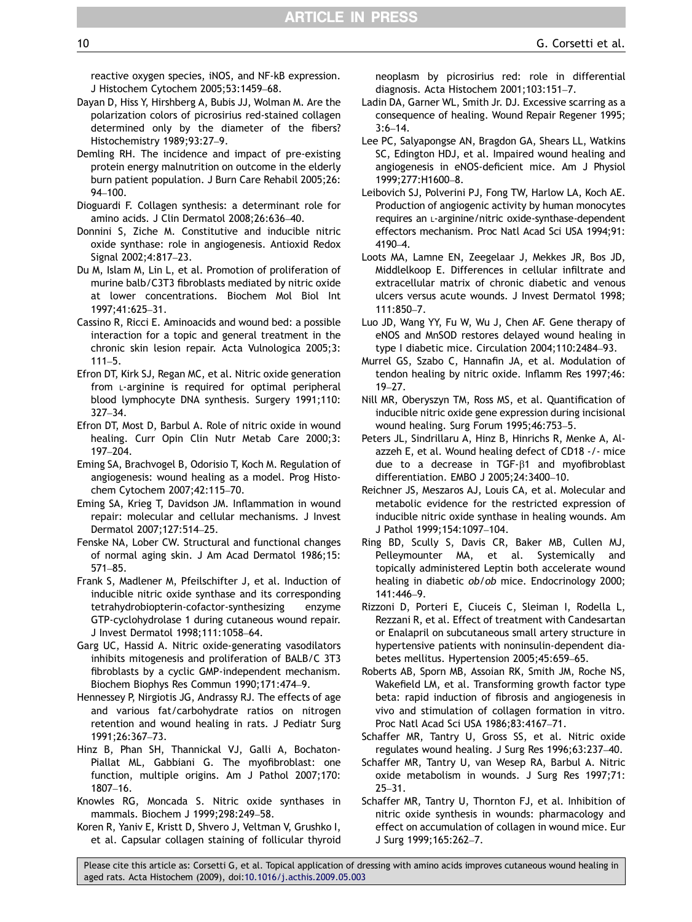reactive oxygen species, iNOS, and NF-kB expression. J Histochem Cytochem 2005;53:1459–68.

Dayan D, Hiss Y, Hirshberg A, Bubis JJ, Wolman M. Are the polarization colors of picrosirius red-stained collagen determined only by the diameter of the fibers? Histochemistry 1989;93:27–9.

Demling RH. The incidence and impact of pre-existing protein energy malnutrition on outcome in the elderly burn patient population. J Burn Care Rehabil 2005;26: 94–100.

Dioguardi F. Collagen synthesis: a determinant role for amino acids. J Clin Dermatol 2008;26:636–40.

Donnini S, Ziche M. Constitutive and inducible nitric oxide synthase: role in angiogenesis. Antioxid Redox Signal 2002;4:817–23.

Du M, Islam M, Lin L, et al. Promotion of proliferation of murine balb/C3T3 fibroblasts mediated by nitric oxide at lower concentrations. Biochem Mol Biol Int 1997;41:625–31.

Cassino R, Ricci E. Aminoacids and wound bed: a possible interaction for a topic and general treatment in the chronic skin lesion repair. Acta Vulnologica 2005;3: 111–5.

Efron DT, Kirk SJ, Regan MC, et al. Nitric oxide generation from L-arginine is required for optimal peripheral blood lymphocyte DNA synthesis. Surgery 1991;110: 327–34.

Efron DT, Most D, Barbul A. Role of nitric oxide in wound healing. Curr Opin Clin Nutr Metab Care 2000;3: 197–204.

Eming SA, Brachvogel B, Odorisio T, Koch M. Regulation of angiogenesis: wound healing as a model. Prog Histochem Cytochem 2007;42:115–70.

Eming SA, Krieg T, Davidson JM. Inflammation in wound repair: molecular and cellular mechanisms. J Invest Dermatol 2007;127:514–25.

Fenske NA, Lober CW. Structural and functional changes of normal aging skin. J Am Acad Dermatol 1986;15: 571–85.

Frank S, Madlener M, Pfeilschifter J, et al. Induction of inducible nitric oxide synthase and its corresponding tetrahydrobiopterin-cofactor-synthesizing enzyme GTP-cyclohydrolase 1 during cutaneous wound repair. J Invest Dermatol 1998;111:1058–64.

Garg UC, Hassid A. Nitric oxide-generating vasodilators inhibits mitogenesis and proliferation of BALB/C 3T3 fibroblasts by a cyclic GMP-independent mechanism. Biochem Biophys Res Commun 1990;171:474–9.

Hennessey P, Nirgiotis JG, Andrassy RJ. The effects of age and various fat/carbohydrate ratios on nitrogen retention and wound healing in rats. J Pediatr Surg 1991;26:367–73.

Hinz B, Phan SH, Thannickal VJ, Galli A, Bochaton-Piallat ML, Gabbiani G. The myofibroblast: one function, multiple origins. Am J Pathol 2007;170: 1807–16.

Knowles RG, Moncada S. Nitric oxide synthases in mammals. Biochem J 1999;298:249–58.

Koren R, Yaniv E, Kristt D, Shvero J, Veltman V, Grushko I, et al. Capsular collagen staining of follicular thyroid neoplasm by picrosirius red: role in differential diagnosis. Acta Histochem 2001;103:151–7.

Ladin DA, Garner WL, Smith Jr. DJ. Excessive scarring as a consequence of healing. Wound Repair Regener 1995; 3:6–14.

Lee PC, Salyapongse AN, Bragdon GA, Shears LL, Watkins SC, Edington HDJ, et al. Impaired wound healing and angiogenesis in eNOS-deficient mice. Am J Physiol 1999;277:H1600–8.

Leibovich SJ, Polverini PJ, Fong TW, Harlow LA, Koch AE. Production of angiogenic activity by human monocytes requires an L-arginine/nitric oxide-synthase-dependent effectors mechanism. Proc Natl Acad Sci USA 1994;91: 4190–4.

Loots MA, Lamne EN, Zeegelaar J, Mekkes JR, Bos JD, Middlelkoop E. Differences in cellular infiltrate and extracellular matrix of chronic diabetic and venous ulcers versus acute wounds. J Invest Dermatol 1998; 111:850–7.

Luo JD, Wang YY, Fu W, Wu J, Chen AF. Gene therapy of eNOS and MnSOD restores delayed wound healing in type I diabetic mice. Circulation 2004;110:2484–93.

Murrel GS, Szabo C, Hannafin JA, et al. Modulation of tendon healing by nitric oxide. Inflamm Res 1997;46: 19–27.

Nill MR, Oberyszyn TM, Ross MS, et al. Quantification of inducible nitric oxide gene expression during incisional wound healing. Surg Forum 1995;46:753–5.

Peters JL, Sindrillaru A, Hinz B, Hinrichs R, Menke A, Al-azzeh E, et al. Wound healing defect of CD18 -/- mice due to a decrease in TGF-$\beta$1 and myofibroblast differentiation. EMBO J 2005;24:3400–10.

Reichner JS, Meszaros AJ, Louis CA, et al. Molecular and metabolic evidence for the restricted expression of inducible nitric oxide synthase in healing wounds. Am J Pathol 1999;154:1097–104.

Ring BD, Scully S, Davis CR, Baker MB, Cullen MJ, Pelleymounter MA, et al. Systemically and topically administered Leptin both accelerate wound healing in diabetic *ob/ob* mice. Endocrinology 2000; 141:446–9.

Rizzoni D, Porteri E, Ciuceis C, Sleiman I, Rodella L, Rezzani R, et al. Effect of treatment with Candesartan or Enalapril on subcutaneous small artery structure in hypertensive patients with noninsulin-dependent diabetes mellitus. Hypertension 2005;45:659–65.

Roberts AB, Sporn MB, Assoian RK, Smith JM, Roche NS, Wakefield LM, et al. Transforming growth factor type beta: rapid induction of fibrosis and angiogenesis in vivo and stimulation of collagen formation in vitro. Proc Natl Acad Sci USA 1986;83:4167–71.

Schaffer MR, Tantry U, Gross SS, et al. Nitric oxide regulates wound healing. J Surg Res 1996;63:237–40.

Schaffer MR, Tantry U, van Wesep RA, Barbul A. Nitric oxide metabolism in wounds. J Surg Res 1997;71: 25–31.

Schaffer MR, Tantry U, Thornton FJ, et al. Inhibition of nitric oxide synthesis in wounds: pharmacology and effect on accumulation of collagen in wound mice. Eur J Surg 1999;165:262–7.

Please cite this article as: Corsetti G, et al. Topical application of dressing with amino acids improves cutaneous wound healing in aged rats. Acta Histochem (2009), doi:10.1016/j.acthis.2009.05.003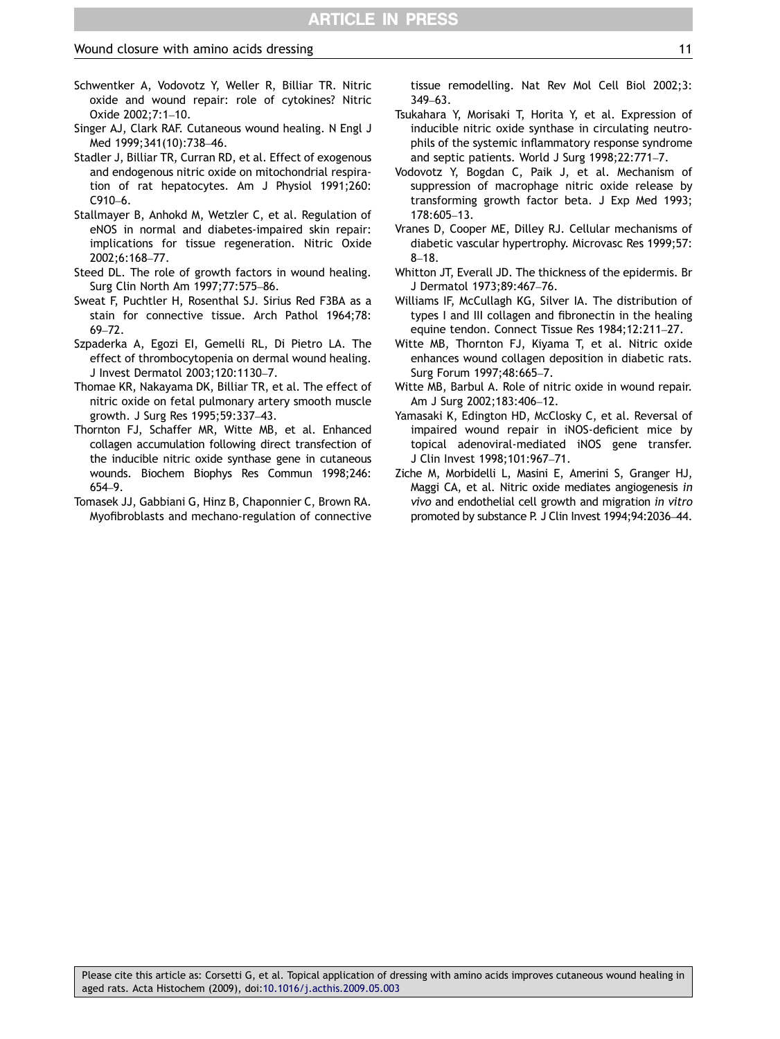Schwentker A, Vodovotz Y, Weller R, Billiar TR. Nitric oxide and wound repair: role of cytokines? Nitric Oxide 2002;7:1–10.

Singer AJ, Clark RAF. Cutaneous wound healing. N Engl J Med 1999;341(10):738–46.

Stadler J, Billiar TR, Curran RD, et al. Effect of exogenous and endogenous nitric oxide on mitochondrial respiration of rat hepatocytes. Am J Physiol 1991;260: C910–6.

Stallmayer B, Anhokd M, Wetzler C, et al. Regulation of eNOS in normal and diabetes-impaired skin repair: implications for tissue regeneration. Nitric Oxide 2002;6:168–77.

Steed DL. The role of growth factors in wound healing. Surg Clin North Am 1997;77:575–86.

Sweat F, Puchtler H, Rosenthal SJ. Sirius Red F3BA as a stain for connective tissue. Arch Pathol 1964;78: 69–72.

Szpaderka A, Egozi EI, Gemelli RL, Di Pietro LA. The effect of thrombocytopenia on dermal wound healing. J Invest Dermatol 2003;120:1130–7.

Thomae KR, Nakayama DK, Billiar TR, et al. The effect of nitric oxide on fetal pulmonary artery smooth muscle growth. J Surg Res 1995;59:337–43.

Thornton FJ, Schaffer MR, Witte MB, et al. Enhanced collagen accumulation following direct transfection of the inducible nitric oxide synthase gene in cutaneous wounds. Biochem Biophys Res Commun 1998;246: 654–9.

Tomasek JJ, Gabbiani G, Hinz B, Chaponnier C, Brown RA. Myofibroblasts and mechano-regulation of connective tissue remodelling. Nat Rev Mol Cell Biol 2002;3: 349–63.

Tsukahara Y, Morisaki T, Horita Y, et al. Expression of inducible nitric oxide synthase in circulating neutrophils of the systemic inflammatory response syndrome and septic patients. World J Surg 1998;22:771–7.

Vodovotz Y, Bogdan C, Paik J, et al. Mechanism of suppression of macrophage nitric oxide release by transforming growth factor beta. J Exp Med 1993; 178:605–13.

Vranes D, Cooper ME, Dilley RJ. Cellular mechanisms of diabetic vascular hypertrophy. Microvasc Res 1999;57: 8–18.

Whitton JT, Everall JD. The thickness of the epidermis. Br J Dermatol 1973;89:467–76.

Williams IF, McCullagh KG, Silver IA. The distribution of types I and III collagen and fibronectin in the healing equine tendon. Connect Tissue Res 1984;12:211–27.

Witte MB, Thornton FJ, Kiyama T, et al. Nitric oxide enhances wound collagen deposition in diabetic rats. Surg Forum 1997;48:665–7.

Witte MB, Barbul A. Role of nitric oxide in wound repair. Am J Surg 2002;183:406–12.

Yamasaki K, Edington HD, McClosky C, et al. Reversal of impaired wound repair in iNOS-deficient mice by topical adenoviral-mediated iNOS gene transfer. J Clin Invest 1998;101:967–71.

Ziche M, Morbidelli L, Masini E, Amerini S, Granger HJ, Maggi CA, et al. Nitric oxide mediates angiogenesis *in vivo* and endothelial cell growth and migration *in vitro* promoted by substance P. J Clin Invest 1994;94:2036–44.